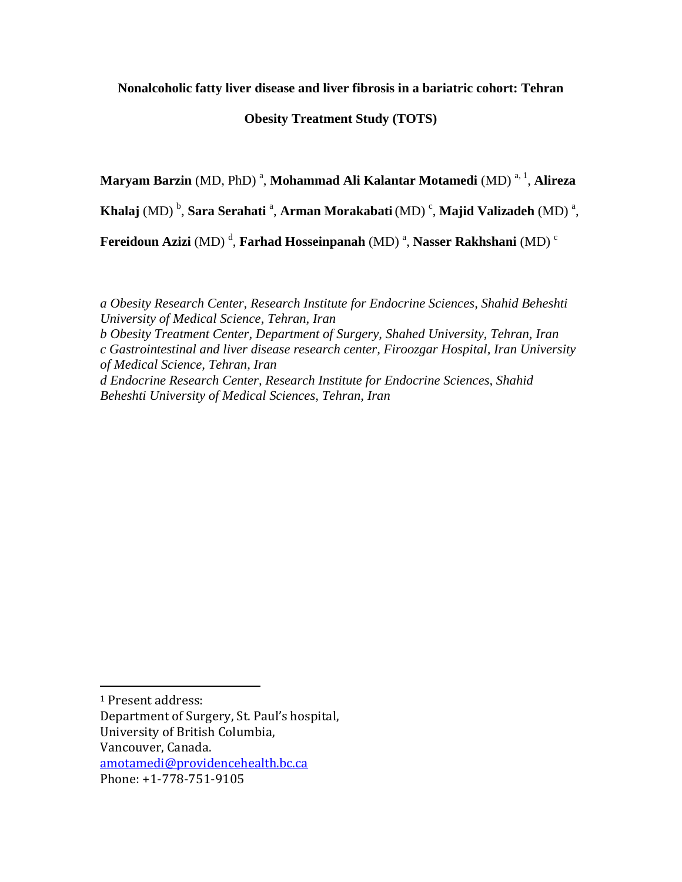# Nonalcoholic fatty liver disease and liver fibrosis in a bariatric cohort: Tehran Obesity Treatment Study (TOTS)

**Maryam Barzin** (MD, PhD) [a], **Mohammad Ali Kalantar Motamedi** (MD) [a, 1], **Alireza Khalaj** (MD) [b], **Sara Serahati** [a], **Arman Morakabati** (MD) [c], **Majid Valizadeh** (MD) [a], **Fereidoun Azizi** (MD) [d], **Farhad Hosseinpanah** (MD) [a], **Nasser Rakhshani** (MD) [c]

*a Obesity Research Center, Research Institute for Endocrine Sciences, Shahid Beheshti University of Medical Science, Tehran, Iran*
*b Obesity Treatment Center, Department of Surgery, Shahed University, Tehran, Iran*
*c Gastrointestinal and liver disease research center, Firoozgar Hospital, Iran University of Medical Science, Tehran, Iran*
*d Endocrine Research Center, Research Institute for Endocrine Sciences, Shahid Beheshti University of Medical Sciences, Tehran, Iran*

---

[1] Present address:
Department of Surgery, St. Paul's hospital,
University of British Columbia,
Vancouver, Canada.
amotamedi@providencehealth.bc.ca
Phone: +1-778-751-9105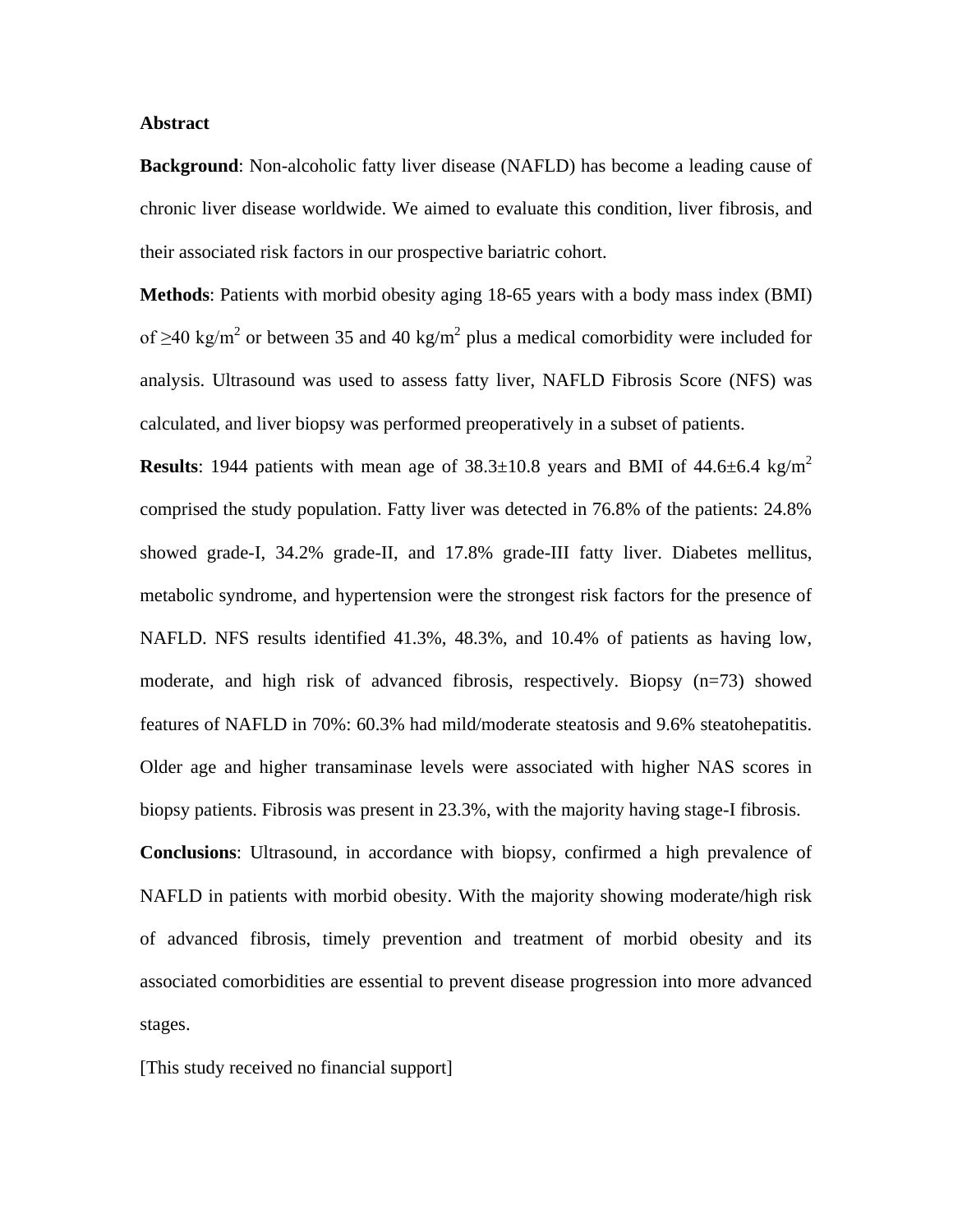**Abstract**

**Background**: Non-alcoholic fatty liver disease (NAFLD) has become a leading cause of chronic liver disease worldwide. We aimed to evaluate this condition, liver fibrosis, and their associated risk factors in our prospective bariatric cohort.

**Methods**: Patients with morbid obesity aging 18-65 years with a body mass index (BMI) of ≥40 kg/m$^2$ or between 35 and 40 kg/m$^2$ plus a medical comorbidity were included for analysis. Ultrasound was used to assess fatty liver, NAFLD Fibrosis Score (NFS) was calculated, and liver biopsy was performed preoperatively in a subset of patients.

**Results**: 1944 patients with mean age of 38.3±10.8 years and BMI of 44.6±6.4 kg/m$^2$ comprised the study population. Fatty liver was detected in 76.8% of the patients: 24.8% showed grade-I, 34.2% grade-II, and 17.8% grade-III fatty liver. Diabetes mellitus, metabolic syndrome, and hypertension were the strongest risk factors for the presence of NAFLD. NFS results identified 41.3%, 48.3%, and 10.4% of patients as having low, moderate, and high risk of advanced fibrosis, respectively. Biopsy (n=73) showed features of NAFLD in 70%: 60.3% had mild/moderate steatosis and 9.6% steatohepatitis. Older age and higher transaminase levels were associated with higher NAS scores in biopsy patients. Fibrosis was present in 23.3%, with the majority having stage-I fibrosis.

**Conclusions**: Ultrasound, in accordance with biopsy, confirmed a high prevalence of NAFLD in patients with morbid obesity. With the majority showing moderate/high risk of advanced fibrosis, timely prevention and treatment of morbid obesity and its associated comorbidities are essential to prevent disease progression into more advanced stages.

[This study received no financial support]